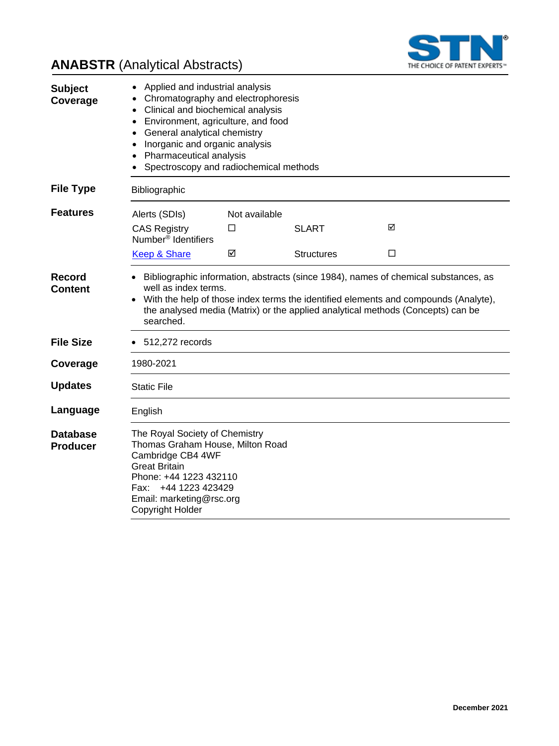# **ANABSTR** (Analytical Abstracts)

| | |
|---|---|
| **Subject Coverage** | • Applied and industrial analysis<br>• Chromatography and electrophoresis<br>• Clinical and biochemical analysis<br>• Environment, agriculture, and food<br>• General analytical chemistry<br>• Inorganic and organic analysis<br>• Pharmaceutical analysis<br>• Spectroscopy and radiochemical methods |
| **File Type** | Bibliographic |
| **Features** | Alerts (SDIs): Not available<br>CAS Registry Number® Identifiers: ☐<br>SLART: ☑<br>Keep & Share: ☑<br>Structures: ☐ |
| **Record Content** | • Bibliographic information, abstracts (since 1984), names of chemical substances, as well as index terms.<br>• With the help of those index terms the identified elements and compounds (Analyte), the analysed media (Matrix) or the applied analytical methods (Concepts) can be searched. |
| **File Size** | • 512,272 records |
| **Coverage** | 1980-2021 |
| **Updates** | Static File |
| **Language** | English |
| **Database Producer** | The Royal Society of Chemistry<br>Thomas Graham House, Milton Road<br>Cambridge CB4 4WF<br>Great Britain<br>Phone: +44 1223 432110<br>Fax: +44 1223 423429<br>Email: marketing@rsc.org<br>Copyright Holder |

December 2021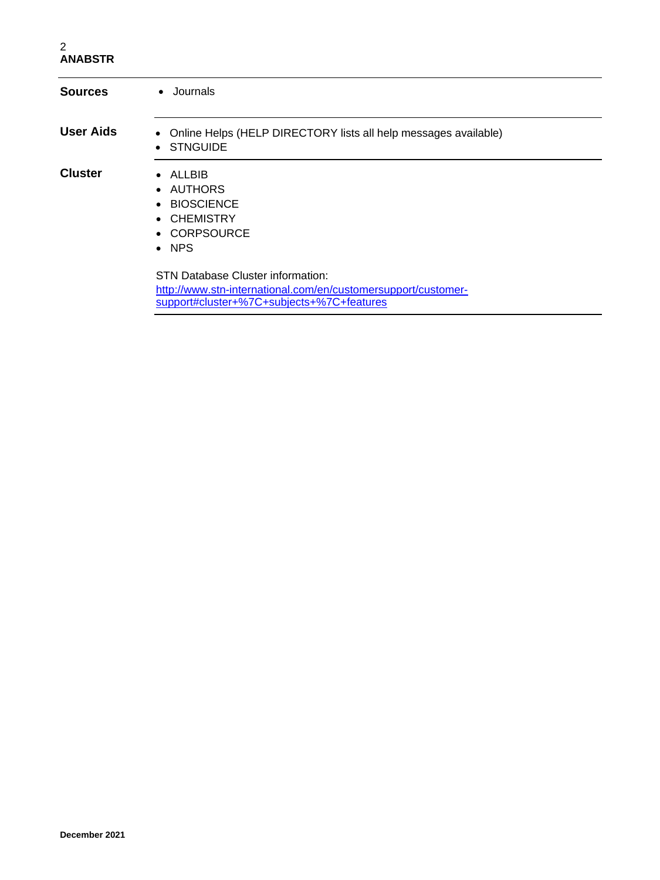| | |
|---|---|
| **Sources** | • Journals |
| **User Aids** | • Online Helps (HELP DIRECTORY lists all help messages available)<br>• STNGUIDE |
| **Cluster** | • ALLBIB<br>• AUTHORS<br>• BIOSCIENCE<br>• CHEMISTRY<br>• CORPSOURCE<br>• NPS<br><br>STN Database Cluster information:<br>http://www.stn-international.com/en/customersupport/customer-support#cluster+%7C+subjects+%7C+features |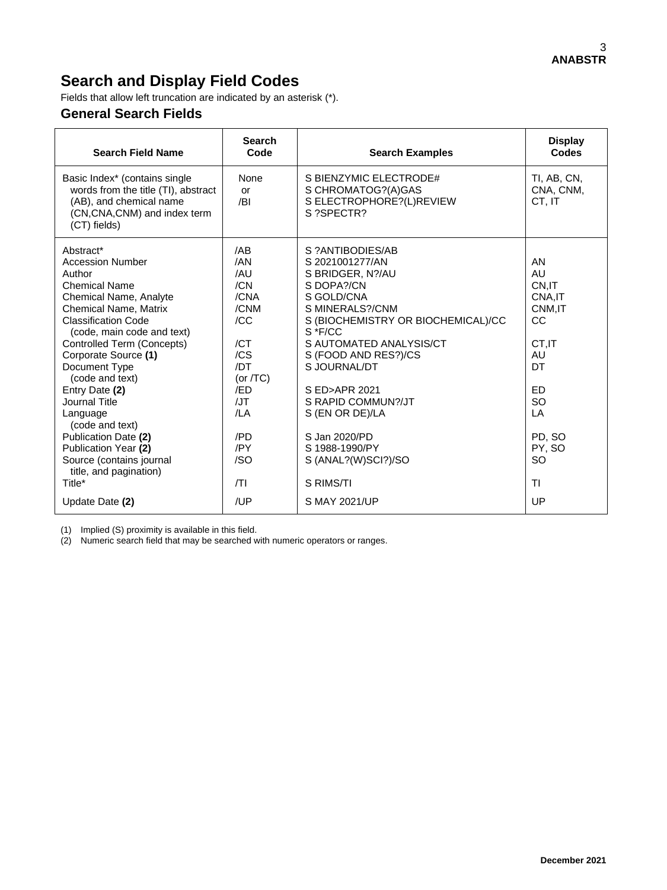# Search and Display Field Codes

Fields that allow left truncation are indicated by an asterisk (*).

## General Search Fields

| Search Field Name | Search Code | Search Examples | Display Codes |
|---|---|---|---|
| Basic Index* (contains single words from the title (TI), abstract (AB), and chemical name (CN,CNA,CNM) and index term (CT) fields) | None or /BI | S BIENZYMIC ELECTRODE#<br>S CHROMATOG?(A)GAS<br>S ELECTROPHORE?(L)REVIEW<br>S ?SPECTR? | TI, AB, CN, CNA, CNM, CT, IT |
| Abstract* | /AB | S ?ANTIBODIES/AB | |
| Accession Number | /AN | S 2021001277/AN | AN |
| Author | /AU | S BRIDGER, N?/AU | AU |
| Chemical Name | /CN | S DOPA?/CN | CN,IT |
| Chemical Name, Analyte | /CNA | S GOLD/CNA | CNA,IT |
| Chemical Name, Matrix | /CNM | S MINERALS?/CNM | CNM,IT |
| Classification Code (code, main code and text) | /CC | S (BIOCHEMISTRY OR BIOCHEMICAL)/CC<br>S *F/CC | CC |
| Controlled Term (Concepts) | /CT | S AUTOMATED ANALYSIS/CT | CT,IT |
| Corporate Source **(1)** | /CS | S (FOOD AND RES?)/CS | AU |
| Document Type (code and text) | /DT (or /TC) | S JOURNAL/DT | DT |
| Entry Date **(2)** | /ED | S ED>APR 2021 | ED |
| Journal Title | /JT | S RAPID COMMUN?/JT | SO |
| Language (code and text) | /LA | S (EN OR DE)/LA | LA |
| Publication Date **(2)** | /PD | S Jan 2020/PD | PD, SO |
| Publication Year **(2)** | /PY | S 1988-1990/PY | PY, SO |
| Source (contains journal title, and pagination) | /SO | S (ANAL?(W)SCI?)/SO | SO |
| Title* | /TI | S RIMS/TI | TI |
| Update Date **(2)** | /UP | S MAY 2021/UP | UP |

(1) Implied (S) proximity is available in this field.
(2) Numeric search field that may be searched with numeric operators or ranges.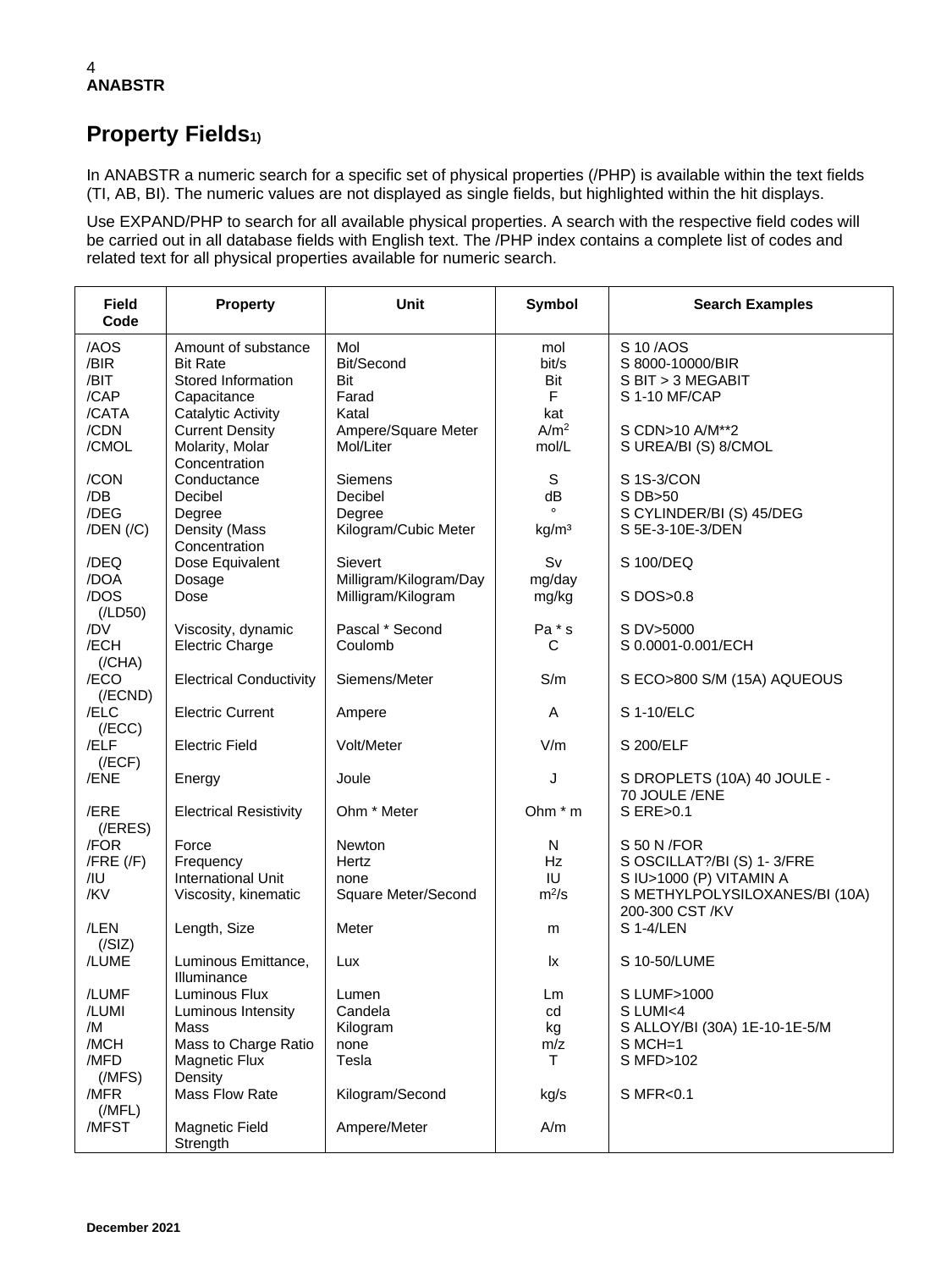## Property Fields[1)]

In ANABSTR a numeric search for a specific set of physical properties (/PHP) is available within the text fields (TI, AB, BI). The numeric values are not displayed as single fields, but highlighted within the hit displays.

Use EXPAND/PHP to search for all available physical properties. A search with the respective field codes will be carried out in all database fields with English text. The /PHP index contains a complete list of codes and related text for all physical properties available for numeric search.

| Field Code | Property | Unit | Symbol | Search Examples |
|---|---|---|---|---|
| /AOS | Amount of substance | Mol | mol | S 10 /AOS |
| /BIR | Bit Rate | Bit/Second | bit/s | S 8000-10000/BIR |
| /BIT | Stored Information | Bit | Bit | S BIT > 3 MEGABIT |
| /CAP | Capacitance | Farad | F | S 1-10 MF/CAP |
| /CATA | Catalytic Activity | Katal | kat | |
| /CDN | Current Density | Ampere/Square Meter | $A/m^2$ | S CDN>10 A/M**2 |
| /CMOL | Molarity, Molar Concentration | Mol/Liter | mol/L | S UREA/BI (S) 8/CMOL |
| /CON | Conductance | Siemens | S | S 1S-3/CON |
| /DB | Decibel | Decibel | dB | S DB>50 |
| /DEG | Degree | Degree | ° | S CYLINDER/BI (S) 45/DEG |
| /DEN (/C) | Density (Mass Concentration | Kilogram/Cubic Meter | $kg/m^3$ | S 5E-3-10E-3/DEN |
| /DEQ | Dose Equivalent | Sievert | Sv | S 100/DEQ |
| /DOA | Dosage | Milligram/Kilogram/Day | mg/day | |
| /DOS (/LD50) | Dose | Milligram/Kilogram | mg/kg | S DOS>0.8 |
| /DV | Viscosity, dynamic | Pascal * Second | Pa * s | S DV>5000 |
| /ECH (/CHA) | Electric Charge | Coulomb | C | S 0.0001-0.001/ECH |
| /ECO (/ECND) | Electrical Conductivity | Siemens/Meter | S/m | S ECO>800 S/M (15A) AQUEOUS |
| /ELC (/ECC) | Electric Current | Ampere | A | S 1-10/ELC |
| /ELF (/ECF) | Electric Field | Volt/Meter | V/m | S 200/ELF |
| /ENE | Energy | Joule | J | S DROPLETS (10A) 40 JOULE - 70 JOULE /ENE |
| /ERE (/ERES) | Electrical Resistivity | Ohm * Meter | Ohm * m | S ERE>0.1 |
| /FOR | Force | Newton | N | S 50 N /FOR |
| /FRE (/F) | Frequency | Hertz | Hz | S OSCILLAT?/BI (S) 1- 3/FRE |
| /IU | International Unit | none | IU | S IU>1000 (P) VITAMIN A |
| /KV | Viscosity, kinematic | Square Meter/Second | $m^2/s$ | S METHYLPOLYSILOXANES/BI (10A) 200-300 CST /KV |
| /LEN (/SIZ) | Length, Size | Meter | m | S 1-4/LEN |
| /LUME | Luminous Emittance, Illuminance | Lux | lx | S 10-50/LUME |
| /LUMF | Luminous Flux | Lumen | Lm | S LUMF>1000 |
| /LUMI | Luminous Intensity | Candela | cd | S LUMI<4 |
| /M | Mass | Kilogram | kg | S ALLOY/BI (30A) 1E-10-1E-5/M |
| /MCH | Mass to Charge Ratio | none | m/z | S MCH=1 |
| /MFD (/MFS) | Magnetic Flux Density | Tesla | T | S MFD>102 |
| /MFR (/MFL) | Mass Flow Rate | Kilogram/Second | kg/s | S MFR<0.1 |
| /MFST | Magnetic Field Strength | Ampere/Meter | A/m | |

December 2021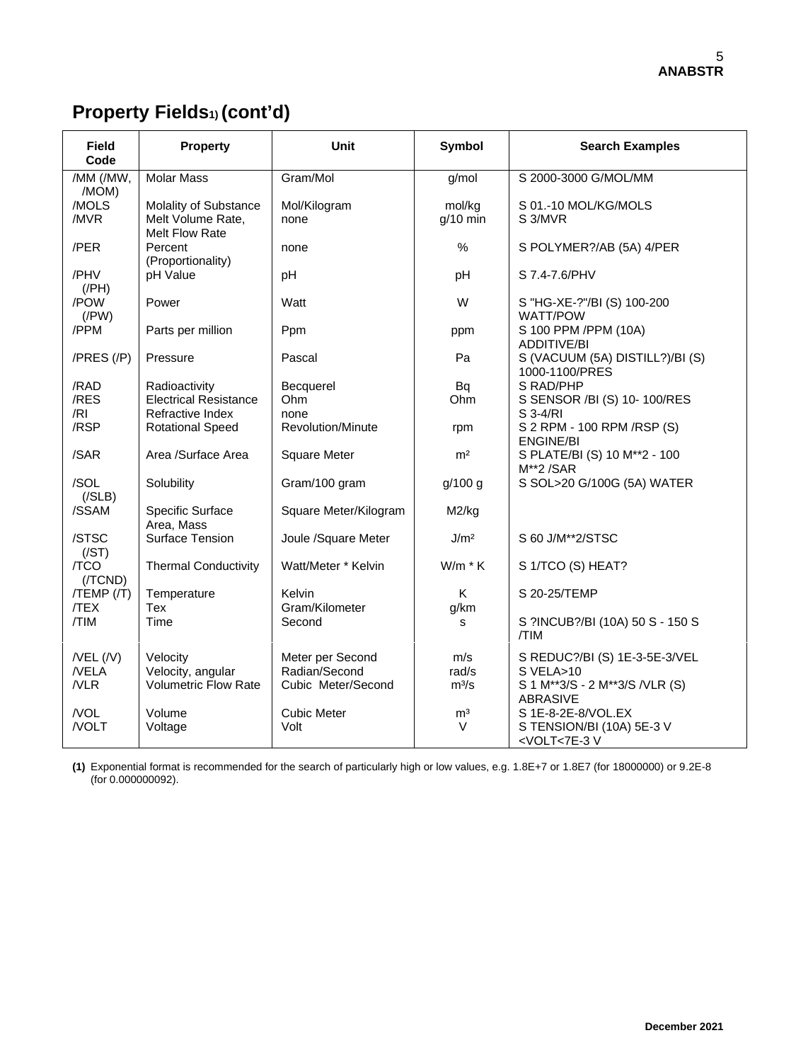# Property Fields[1] (cont'd)

| Field Code | Property | Unit | Symbol | Search Examples |
|---|---|---|---|---|
| /MM (/MW, /MOM) | Molar Mass | Gram/Mol | g/mol | S 2000-3000 G/MOL/MM |
| /MOLS | Molality of Substance | Mol/Kilogram | mol/kg | S 01.-10 MOL/KG/MOLS |
| /MVR | Melt Volume Rate, Melt Flow Rate | none | g/10 min | S 3/MVR |
| /PER | Percent (Proportionality) | none | % | S POLYMER?/AB (5A) 4/PER |
| /PHV (/PH) | pH Value | pH | pH | S 7.4-7.6/PHV |
| /POW (/PW) | Power | Watt | W | S "HG-XE-?"/BI (S) 100-200 WATT/POW |
| /PPM | Parts per million | Ppm | ppm | S 100 PPM /PPM (10A) ADDITIVE/BI |
| /PRES (/P) | Pressure | Pascal | Pa | S (VACUUM (5A) DISTILL?)/BI (S) 1000-1100/PRES |
| /RAD | Radioactivity | Becquerel | Bq | S RAD/PHP |
| /RES | Electrical Resistance | Ohm | Ohm | S SENSOR /BI (S) 10- 100/RES |
| /RI | Refractive Index | none | | S 3-4/RI |
| /RSP | Rotational Speed | Revolution/Minute | rpm | S 2 RPM - 100 RPM /RSP (S) ENGINE/BI |
| /SAR | Area /Surface Area | Square Meter | $m^2$ | S PLATE/BI (S) 10 M**2 - 100 M**2 /SAR |
| /SOL (/SLB) | Solubility | Gram/100 gram | g/100 g | S SOL>20 G/100G (5A) WATER |
| /SSAM | Specific Surface Area, Mass | Square Meter/Kilogram | M2/kg | |
| /STSC (/ST) | Surface Tension | Joule /Square Meter | $J/m^2$ | S 60 J/M**2/STSC |
| /TCO (/TCND) | Thermal Conductivity | Watt/Meter * Kelvin | W/m * K | S 1/TCO (S) HEAT? |
| /TEMP (/T) | Temperature | Kelvin | K | S 20-25/TEMP |
| /TEX | Tex | Gram/Kilometer | g/km | |
| /TIM | Time | Second | s | S ?INCUB?/BI (10A) 50 S - 150 S /TIM |
| /VEL (/V) | Velocity | Meter per Second | m/s | S REDUC?/BI (S) 1E-3-5E-3/VEL |
| /VELA | Velocity, angular | Radian/Second | rad/s | S VELA>10 |
| /VLR | Volumetric Flow Rate | Cubic Meter/Second | $m^3/s$ | S 1 M**3/S - 2 M**3/S /VLR (S) ABRASIVE |
| /VOL | Volume | Cubic Meter | $m^3$ | S 1E-8-2E-8/VOL.EX |
| /VOLT | Voltage | Volt | V | S TENSION/BI (10A) 5E-3 V <VOLT<7E-3 V |

**(1)** Exponential format is recommended for the search of particularly high or low values, e.g. 1.8E+7 or 1.8E7 (for 18000000) or 9.2E-8 (for 0.000000092).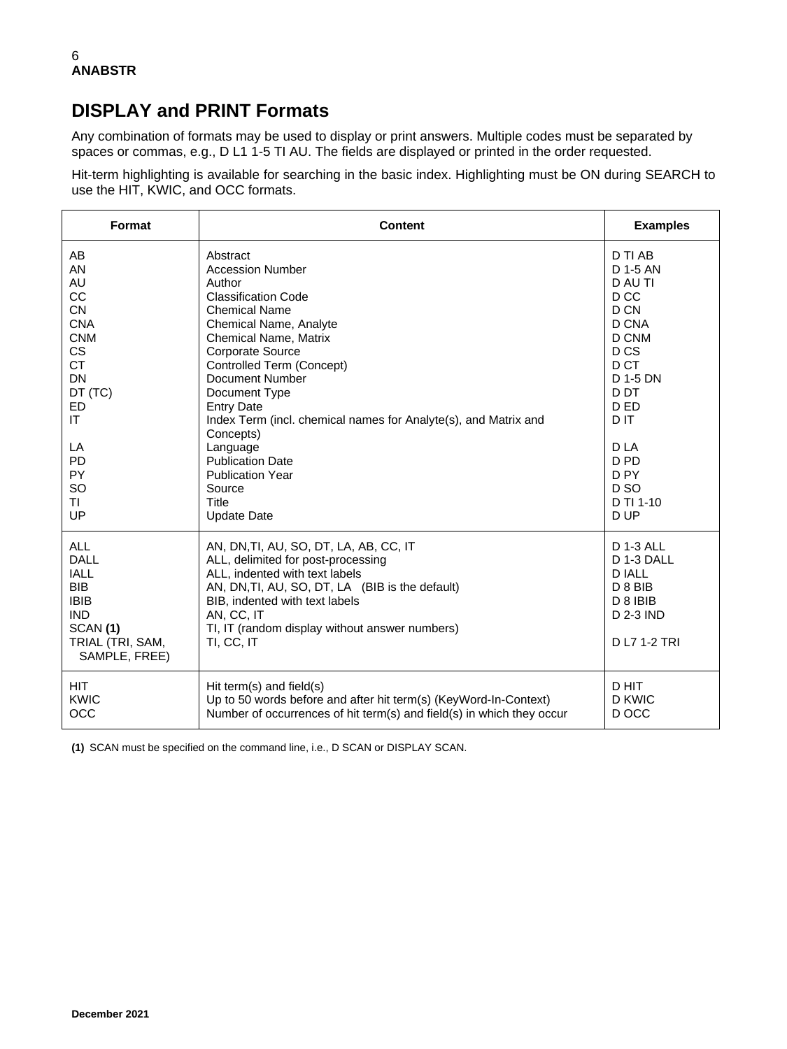## DISPLAY and PRINT Formats

Any combination of formats may be used to display or print answers. Multiple codes must be separated by spaces or commas, e.g., D L1 1-5 TI AU. The fields are displayed or printed in the order requested.

Hit-term highlighting is available for searching in the basic index. Highlighting must be ON during SEARCH to use the HIT, KWIC, and OCC formats.

| Format | Content | Examples |
|---|---|---|
| AB | Abstract | D TI AB |
| AN | Accession Number | D 1-5 AN |
| AU | Author | D AU TI |
| CC | Classification Code | D CC |
| CN | Chemical Name | D CN |
| CNA | Chemical Name, Analyte | D CNA |
| CNM | Chemical Name, Matrix | D CNM |
| CS | Corporate Source | D CS |
| CT | Controlled Term (Concept) | D CT |
| DN | Document Number | D 1-5 DN |
| DT (TC) | Document Type | D DT |
| ED | Entry Date | D ED |
| IT | Index Term (incl. chemical names for Analyte(s), and Matrix and Concepts) | D IT |
| LA | Language | D LA |
| PD | Publication Date | D PD |
| PY | Publication Year | D PY |
| SO | Source | D SO |
| TI | Title | D TI 1-10 |
| UP | Update Date | D UP |
| ALL | AN, DN,TI, AU, SO, DT, LA, AB, CC, IT | D 1-3 ALL |
| DALL | ALL, delimited for post-processing | D 1-3 DALL |
| IALL | ALL, indented with text labels | D IALL |
| BIB | AN, DN,TI, AU, SO, DT, LA (BIB is the default) | D 8 BIB |
| IBIB | BIB, indented with text labels | D 8 IBIB |
| IND | AN, CC, IT | D 2-3 IND |
| SCAN **(1)** | TI, IT (random display without answer numbers) | |
| TRIAL (TRI, SAM, SAMPLE, FREE) | TI, CC, IT | D L7 1-2 TRI |
| HIT | Hit term(s) and field(s) | D HIT |
| KWIC | Up to 50 words before and after hit term(s) (KeyWord-In-Context) | D KWIC |
| OCC | Number of occurrences of hit term(s) and field(s) in which they occur | D OCC |

**(1)** SCAN must be specified on the command line, i.e., D SCAN or DISPLAY SCAN.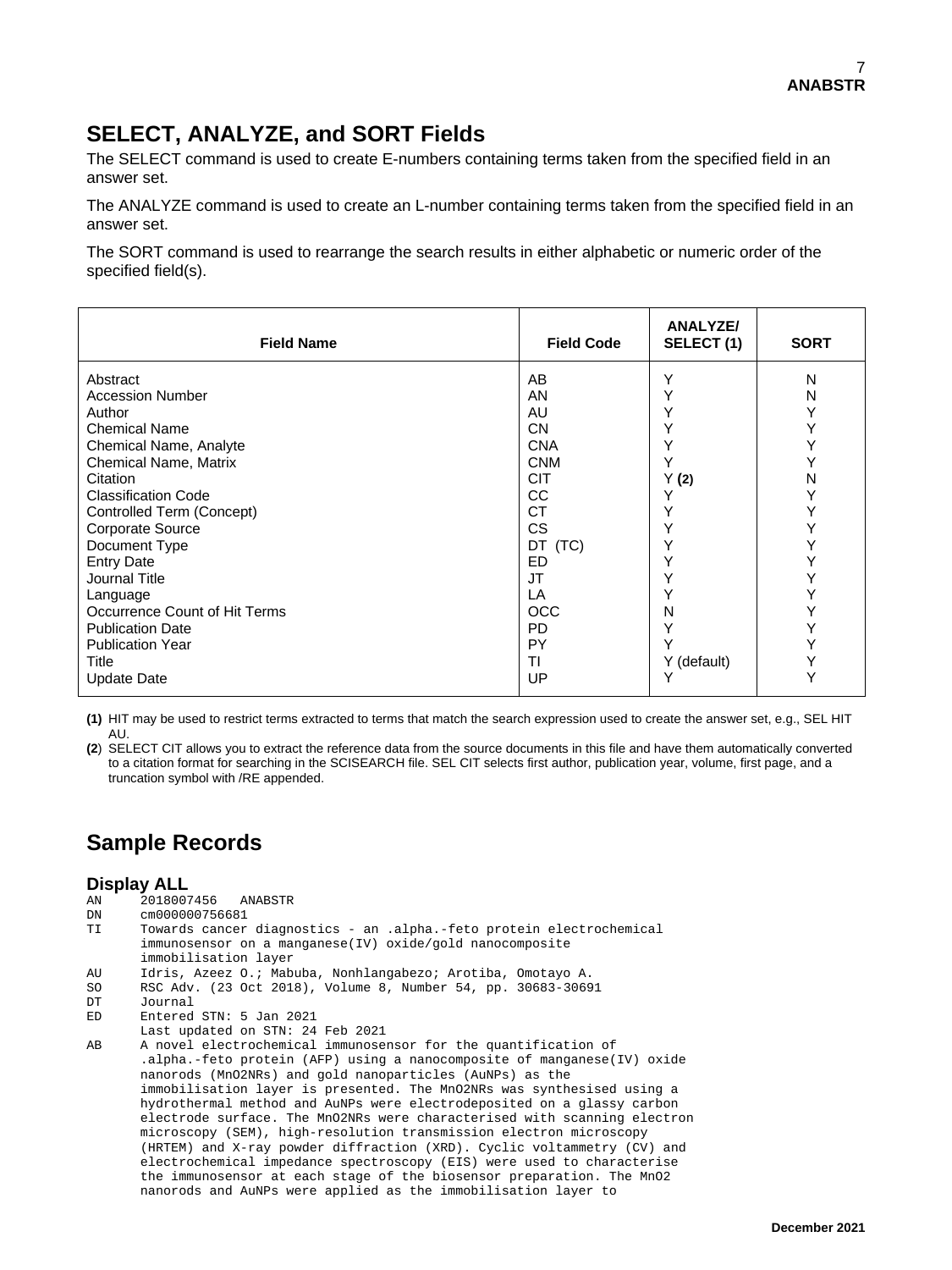## SELECT, ANALYZE, and SORT Fields

The SELECT command is used to create E-numbers containing terms taken from the specified field in an answer set.

The ANALYZE command is used to create an L-number containing terms taken from the specified field in an answer set.

The SORT command is used to rearrange the search results in either alphabetic or numeric order of the specified field(s).

| Field Name | Field Code | ANALYZE/ SELECT (1) | SORT |
|---|---|---|---|
| Abstract | AB | Y | N |
| Accession Number | AN | Y | N |
| Author | AU | Y | Y |
| Chemical Name | CN | Y | Y |
| Chemical Name, Analyte | CNA | Y | Y |
| Chemical Name, Matrix | CNM | Y | Y |
| Citation | CIT | Y **(2)** | N |
| Classification Code | CC | Y | Y |
| Controlled Term (Concept) | CT | Y | Y |
| Corporate Source | CS | Y | Y |
| Document Type | DT (TC) | Y | Y |
| Entry Date | ED | Y | Y |
| Journal Title | JT | Y | Y |
| Language | LA | Y | Y |
| Occurrence Count of Hit Terms | OCC | N | Y |
| Publication Date | PD | Y | Y |
| Publication Year | PY | Y | Y |
| Title | TI | Y (default) | Y |
| Update Date | UP | Y | Y |

**(1)** HIT may be used to restrict terms extracted to terms that match the search expression used to create the answer set, e.g., SEL HIT AU.

**(2)** SELECT CIT allows you to extract the reference data from the source documents in this file and have them automatically converted to a citation format for searching in the SCISEARCH file. SEL CIT selects first author, publication year, volume, first page, and a truncation symbol with /RE appended.

## Sample Records

### Display ALL

```
AN     2018007456   ANABSTR
DN     cm000000756681
TI     Towards cancer diagnostics - an .alpha.-feto protein electrochemical
       immunosensor on a manganese(IV) oxide/gold nanocomposite
       immobilisation layer
AU     Idris, Azeez O.; Mabuba, Nonhlangabezo; Arotiba, Omotayo A.
SO     RSC Adv. (23 Oct 2018), Volume 8, Number 54, pp. 30683-30691
DT     Journal
ED     Entered STN: 5 Jan 2021
       Last updated on STN: 24 Feb 2021
AB     A novel electrochemical immunosensor for the quantification of
       .alpha.-feto protein (AFP) using a nanocomposite of manganese(IV) oxide
       nanorods (MnO2NRs) and gold nanoparticles (AuNPs) as the
       immobilisation layer is presented. The MnO2NRs was synthesised using a
       hydrothermal method and AuNPs were electrodeposited on a glassy carbon
       electrode surface. The MnO2NRs were characterised with scanning electron
       microscopy (SEM), high-resolution transmission electron microscopy
       (HRTEM) and X-ray powder diffraction (XRD). Cyclic voltammetry (CV) and
       electrochemical impedance spectroscopy (EIS) were used to characterise
       the immunosensor at each stage of the biosensor preparation. The MnO2
       nanorods and AuNPs were applied as the immobilisation layer to
```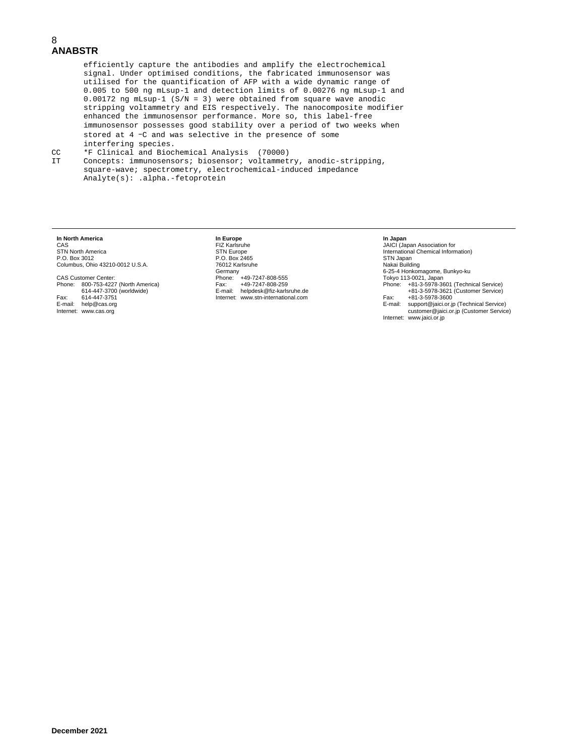efficiently capture the antibodies and amplify the electrochemical signal. Under optimised conditions, the fabricated immunosensor was utilised for the quantification of AFP with a wide dynamic range of 0.005 to 500 ng mLsup-1 and detection limits of 0.00276 ng mLsup-1 and 0.00172 ng mLsup-1 (S/N = 3) were obtained from square wave anodic stripping voltammetry and EIS respectively. The nanocomposite modifier enhanced the immunosensor performance. More so, this label-free immunosensor possesses good stability over a period of two weeks when stored at 4 −C and was selective in the presence of some interfering species.

CC *F Clinical and Biochemical Analysis (70000)

IT Concepts: immunosensors; biosensor; voltammetry, anodic-stripping, square-wave; spectrometry, electrochemical-induced impedance
Analyte(s): .alpha.-fetoprotein

---

**In North America**
CAS
STN North America
P.O. Box 3012
Columbus, Ohio 43210-0012 U.S.A.

CAS Customer Center:
Phone: 800-753-4227 (North America)
614-447-3700 (worldwide)
Fax: 614-447-3751
E-mail: help@cas.org
Internet: www.cas.org

**In Europe**
FIZ Karlsruhe
STN Europe
P.O. Box 2465
76012 Karlsruhe
Germany
Phone: +49-7247-808-555
Fax: +49-7247-808-259
E-mail: helpdesk@fiz-karlsruhe.de
Internet: www.stn-international.com

**In Japan**
JAICI (Japan Association for International Chemical Information)
STN Japan
Nakai Building
6-25-4 Honkomagome, Bunkyo-ku
Tokyo 113-0021, Japan
Phone: +81-3-5978-3601 (Technical Service)
+81-3-5978-3621 (Customer Service)
Fax: +81-3-5978-3600
E-mail: support@jaici.or.jp (Technical Service)
customer@jaici.or.jp (Customer Service)
Internet: www.jaici.or.jp